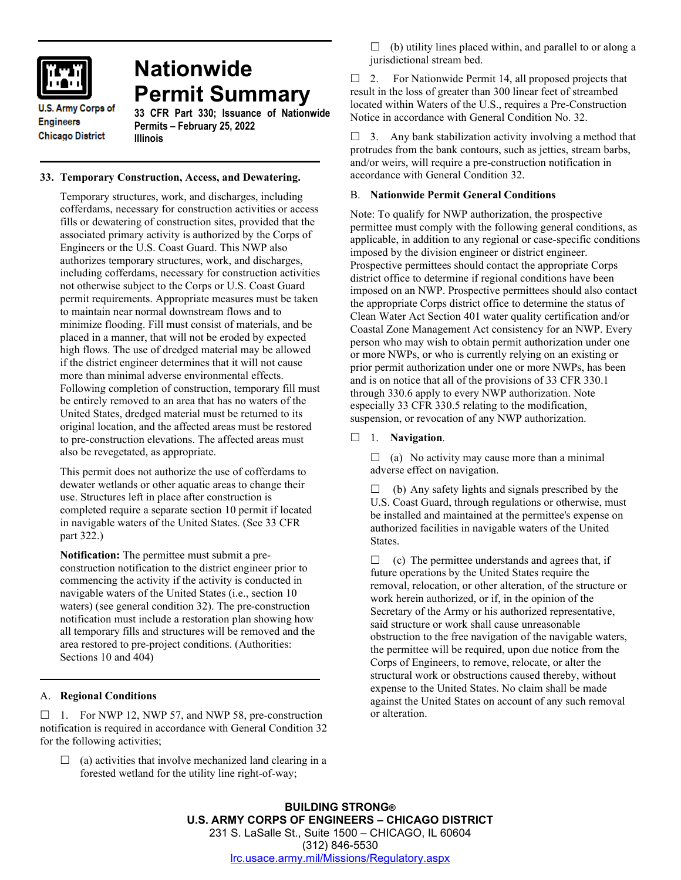# Nationwide Permit Summary

U.S. Army Corps of Engineers
Chicago District

**33 CFR Part 330; Issuance of Nationwide Permits – February 25, 2022**
**Illinois**

## 33. Temporary Construction, Access, and Dewatering.

Temporary structures, work, and discharges, including cofferdams, necessary for construction activities or access fills or dewatering of construction sites, provided that the associated primary activity is authorized by the Corps of Engineers or the U.S. Coast Guard. This NWP also authorizes temporary structures, work, and discharges, including cofferdams, necessary for construction activities not otherwise subject to the Corps or U.S. Coast Guard permit requirements. Appropriate measures must be taken to maintain near normal downstream flows and to minimize flooding. Fill must consist of materials, and be placed in a manner, that will not be eroded by expected high flows. The use of dredged material may be allowed if the district engineer determines that it will not cause more than minimal adverse environmental effects. Following completion of construction, temporary fill must be entirely removed to an area that has no waters of the United States, dredged material must be returned to its original location, and the affected areas must be restored to pre-construction elevations. The affected areas must also be revegetated, as appropriate.

This permit does not authorize the use of cofferdams to dewater wetlands or other aquatic areas to change their use. Structures left in place after construction is completed require a separate section 10 permit if located in navigable waters of the United States. (See 33 CFR part 322.)

**Notification:** The permittee must submit a pre-construction notification to the district engineer prior to commencing the activity if the activity is conducted in navigable waters of the United States (i.e., section 10 waters) (see general condition 32). The pre-construction notification must include a restoration plan showing how all temporary fills and structures will be removed and the area restored to pre-project conditions. (Authorities: Sections 10 and 404)

## A. Regional Conditions

☐ 1. For NWP 12, NWP 57, and NWP 58, pre-construction notification is required in accordance with General Condition 32 for the following activities;

- ☐ (a) activities that involve mechanized land clearing in a forested wetland for the utility line right-of-way;
- ☐ (b) utility lines placed within, and parallel to or along a jurisdictional stream bed.

☐ 2. For Nationwide Permit 14, all proposed projects that result in the loss of greater than 300 linear feet of streambed located within Waters of the U.S., requires a Pre-Construction Notice in accordance with General Condition No. 32.

☐ 3. Any bank stabilization activity involving a method that protrudes from the bank contours, such as jetties, stream barbs, and/or weirs, will require a pre-construction notification in accordance with General Condition 32.

## B. Nationwide Permit General Conditions

Note: To qualify for NWP authorization, the prospective permittee must comply with the following general conditions, as applicable, in addition to any regional or case-specific conditions imposed by the division engineer or district engineer. Prospective permittees should contact the appropriate Corps district office to determine if regional conditions have been imposed on an NWP. Prospective permittees should also contact the appropriate Corps district office to determine the status of Clean Water Act Section 401 water quality certification and/or Coastal Zone Management Act consistency for an NWP. Every person who may wish to obtain permit authorization under one or more NWPs, or who is currently relying on an existing or prior permit authorization under one or more NWPs, has been and is on notice that all of the provisions of 33 CFR 330.1 through 330.6 apply to every NWP authorization. Note especially 33 CFR 330.5 relating to the modification, suspension, or revocation of any NWP authorization.

☐ 1. **Navigation**.

- ☐ (a) No activity may cause more than a minimal adverse effect on navigation.
- ☐ (b) Any safety lights and signals prescribed by the U.S. Coast Guard, through regulations or otherwise, must be installed and maintained at the permittee's expense on authorized facilities in navigable waters of the United States.
- ☐ (c) The permittee understands and agrees that, if future operations by the United States require the removal, relocation, or other alteration, of the structure or work herein authorized, or if, in the opinion of the Secretary of the Army or his authorized representative, said structure or work shall cause unreasonable obstruction to the free navigation of the navigable waters, the permittee will be required, upon due notice from the Corps of Engineers, to remove, relocate, or alter the structural work or obstructions caused thereby, without expense to the United States. No claim shall be made against the United States on account of any such removal or alteration.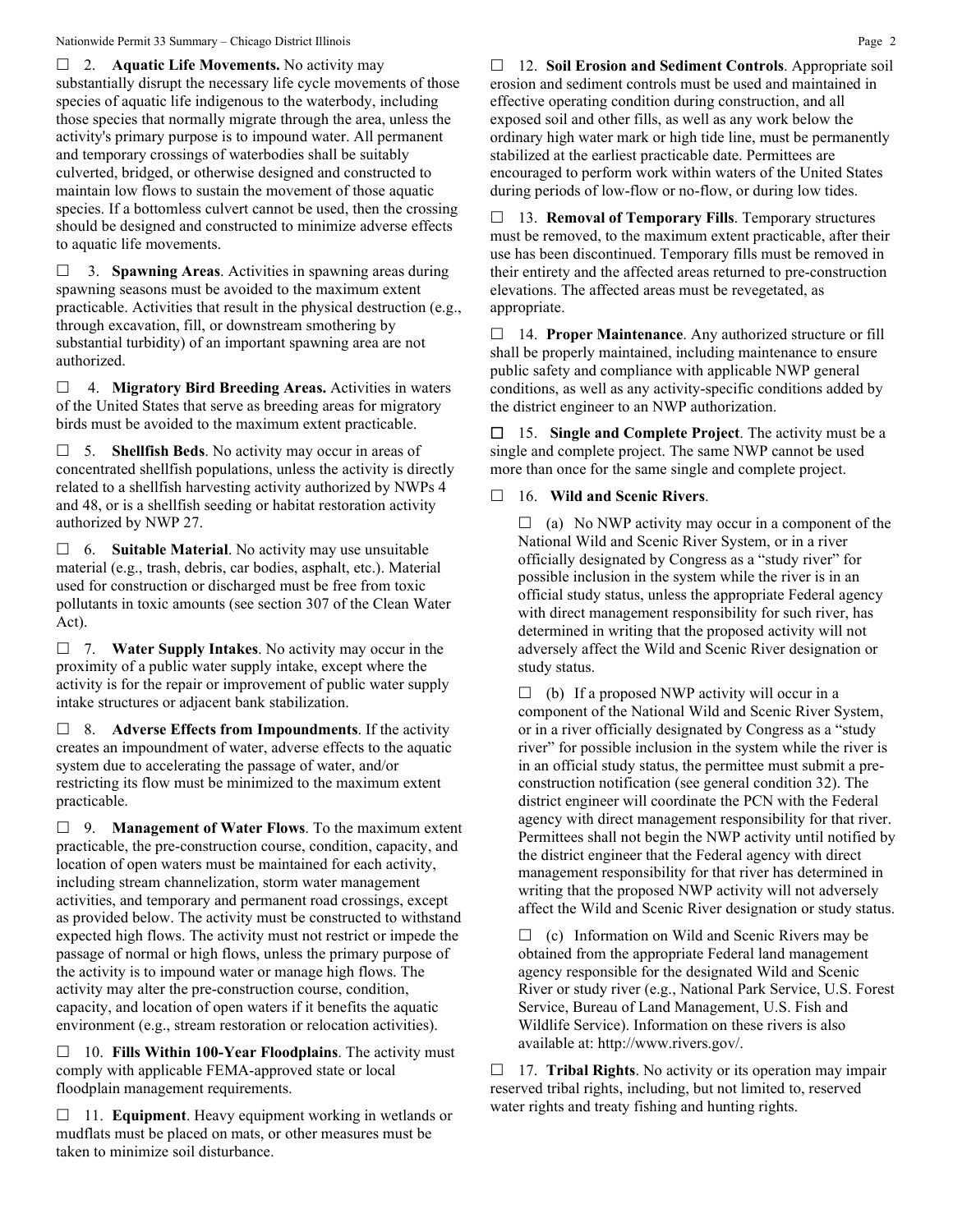☐ 2. **Aquatic Life Movements.** No activity may substantially disrupt the necessary life cycle movements of those species of aquatic life indigenous to the waterbody, including those species that normally migrate through the area, unless the activity's primary purpose is to impound water. All permanent and temporary crossings of waterbodies shall be suitably culverted, bridged, or otherwise designed and constructed to maintain low flows to sustain the movement of those aquatic species. If a bottomless culvert cannot be used, then the crossing should be designed and constructed to minimize adverse effects to aquatic life movements.

☐ 3. **Spawning Areas**. Activities in spawning areas during spawning seasons must be avoided to the maximum extent practicable. Activities that result in the physical destruction (e.g., through excavation, fill, or downstream smothering by substantial turbidity) of an important spawning area are not authorized.

☐ 4. **Migratory Bird Breeding Areas.** Activities in waters of the United States that serve as breeding areas for migratory birds must be avoided to the maximum extent practicable.

☐ 5. **Shellfish Beds**. No activity may occur in areas of concentrated shellfish populations, unless the activity is directly related to a shellfish harvesting activity authorized by NWPs 4 and 48, or is a shellfish seeding or habitat restoration activity authorized by NWP 27.

☐ 6. **Suitable Material**. No activity may use unsuitable material (e.g., trash, debris, car bodies, asphalt, etc.). Material used for construction or discharged must be free from toxic pollutants in toxic amounts (see section 307 of the Clean Water Act).

☐ 7. **Water Supply Intakes**. No activity may occur in the proximity of a public water supply intake, except where the activity is for the repair or improvement of public water supply intake structures or adjacent bank stabilization.

☐ 8. **Adverse Effects from Impoundments**. If the activity creates an impoundment of water, adverse effects to the aquatic system due to accelerating the passage of water, and/or restricting its flow must be minimized to the maximum extent practicable.

☐ 9. **Management of Water Flows**. To the maximum extent practicable, the pre-construction course, condition, capacity, and location of open waters must be maintained for each activity, including stream channelization, storm water management activities, and temporary and permanent road crossings, except as provided below. The activity must be constructed to withstand expected high flows. The activity must not restrict or impede the passage of normal or high flows, unless the primary purpose of the activity is to impound water or manage high flows. The activity may alter the pre-construction course, condition, capacity, and location of open waters if it benefits the aquatic environment (e.g., stream restoration or relocation activities).

☐ 10. **Fills Within 100-Year Floodplains**. The activity must comply with applicable FEMA-approved state or local floodplain management requirements.

☐ 11. **Equipment**. Heavy equipment working in wetlands or mudflats must be placed on mats, or other measures must be taken to minimize soil disturbance.

☐ 12. **Soil Erosion and Sediment Controls**. Appropriate soil erosion and sediment controls must be used and maintained in effective operating condition during construction, and all exposed soil and other fills, as well as any work below the ordinary high water mark or high tide line, must be permanently stabilized at the earliest practicable date. Permittees are encouraged to perform work within waters of the United States during periods of low-flow or no-flow, or during low tides.

☐ 13. **Removal of Temporary Fills**. Temporary structures must be removed, to the maximum extent practicable, after their use has been discontinued. Temporary fills must be removed in their entirety and the affected areas returned to pre-construction elevations. The affected areas must be revegetated, as appropriate.

☐ 14. **Proper Maintenance**. Any authorized structure or fill shall be properly maintained, including maintenance to ensure public safety and compliance with applicable NWP general conditions, as well as any activity-specific conditions added by the district engineer to an NWP authorization.

☐ 15. **Single and Complete Project**. The activity must be a single and complete project. The same NWP cannot be used more than once for the same single and complete project.

☐ 16. **Wild and Scenic Rivers**.

☐ (a) No NWP activity may occur in a component of the National Wild and Scenic River System, or in a river officially designated by Congress as a "study river" for possible inclusion in the system while the river is in an official study status, unless the appropriate Federal agency with direct management responsibility for such river, has determined in writing that the proposed activity will not adversely affect the Wild and Scenic River designation or study status.

☐ (b) If a proposed NWP activity will occur in a component of the National Wild and Scenic River System, or in a river officially designated by Congress as a "study river" for possible inclusion in the system while the river is in an official study status, the permittee must submit a pre-construction notification (see general condition 32). The district engineer will coordinate the PCN with the Federal agency with direct management responsibility for that river. Permittees shall not begin the NWP activity until notified by the district engineer that the Federal agency with direct management responsibility for that river has determined in writing that the proposed NWP activity will not adversely affect the Wild and Scenic River designation or study status.

☐ (c) Information on Wild and Scenic Rivers may be obtained from the appropriate Federal land management agency responsible for the designated Wild and Scenic River or study river (e.g., National Park Service, U.S. Forest Service, Bureau of Land Management, U.S. Fish and Wildlife Service). Information on these rivers is also available at: http://www.rivers.gov/.

☐ 17. **Tribal Rights**. No activity or its operation may impair reserved tribal rights, including, but not limited to, reserved water rights and treaty fishing and hunting rights.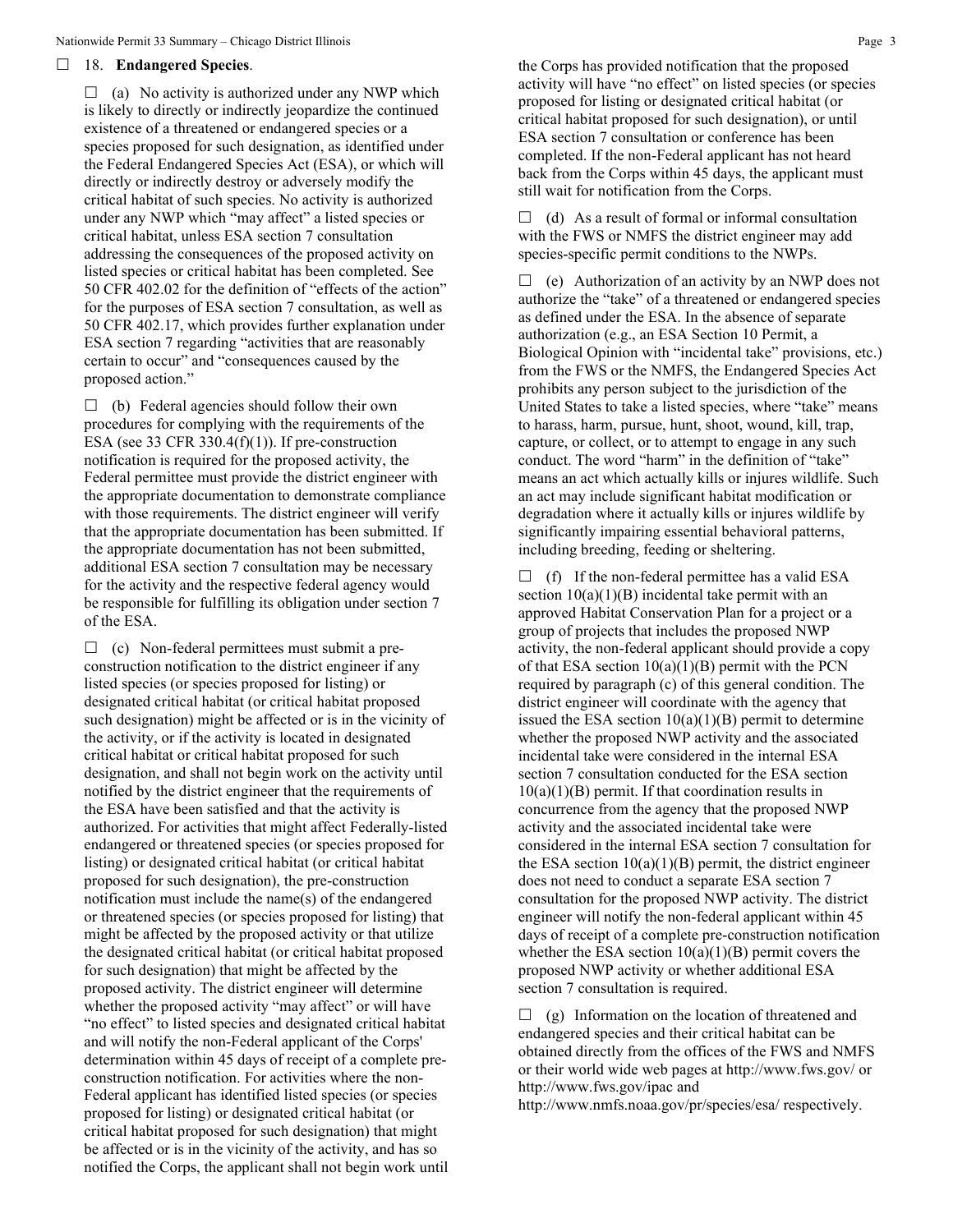☐ 18. **Endangered Species**.

☐ (a) No activity is authorized under any NWP which is likely to directly or indirectly jeopardize the continued existence of a threatened or endangered species or a species proposed for such designation, as identified under the Federal Endangered Species Act (ESA), or which will directly or indirectly destroy or adversely modify the critical habitat of such species. No activity is authorized under any NWP which "may affect" a listed species or critical habitat, unless ESA section 7 consultation addressing the consequences of the proposed activity on listed species or critical habitat has been completed. See 50 CFR 402.02 for the definition of "effects of the action" for the purposes of ESA section 7 consultation, as well as 50 CFR 402.17, which provides further explanation under ESA section 7 regarding "activities that are reasonably certain to occur" and "consequences caused by the proposed action."

☐ (b) Federal agencies should follow their own procedures for complying with the requirements of the ESA (see 33 CFR 330.4(f)(1)). If pre-construction notification is required for the proposed activity, the Federal permittee must provide the district engineer with the appropriate documentation to demonstrate compliance with those requirements. The district engineer will verify that the appropriate documentation has been submitted. If the appropriate documentation has not been submitted, additional ESA section 7 consultation may be necessary for the activity and the respective federal agency would be responsible for fulfilling its obligation under section 7 of the ESA.

☐ (c) Non-federal permittees must submit a pre-construction notification to the district engineer if any listed species (or species proposed for listing) or designated critical habitat (or critical habitat proposed such designation) might be affected or is in the vicinity of the activity, or if the activity is located in designated critical habitat or critical habitat proposed for such designation, and shall not begin work on the activity until notified by the district engineer that the requirements of the ESA have been satisfied and that the activity is authorized. For activities that might affect Federally-listed endangered or threatened species (or species proposed for listing) or designated critical habitat (or critical habitat proposed for such designation), the pre-construction notification must include the name(s) of the endangered or threatened species (or species proposed for listing) that might be affected by the proposed activity or that utilize the designated critical habitat (or critical habitat proposed for such designation) that might be affected by the proposed activity. The district engineer will determine whether the proposed activity "may affect" or will have "no effect" to listed species and designated critical habitat and will notify the non-Federal applicant of the Corps' determination within 45 days of receipt of a complete pre-construction notification. For activities where the non-Federal applicant has identified listed species (or species proposed for listing) or designated critical habitat (or critical habitat proposed for such designation) that might be affected or is in the vicinity of the activity, and has so notified the Corps, the applicant shall not begin work until the Corps has provided notification that the proposed activity will have "no effect" on listed species (or species proposed for listing or designated critical habitat (or critical habitat proposed for such designation), or until ESA section 7 consultation or conference has been completed. If the non-Federal applicant has not heard back from the Corps within 45 days, the applicant must still wait for notification from the Corps.

☐ (d) As a result of formal or informal consultation with the FWS or NMFS the district engineer may add species-specific permit conditions to the NWPs.

☐ (e) Authorization of an activity by an NWP does not authorize the "take" of a threatened or endangered species as defined under the ESA. In the absence of separate authorization (e.g., an ESA Section 10 Permit, a Biological Opinion with "incidental take" provisions, etc.) from the FWS or the NMFS, the Endangered Species Act prohibits any person subject to the jurisdiction of the United States to take a listed species, where "take" means to harass, harm, pursue, hunt, shoot, wound, kill, trap, capture, or collect, or to attempt to engage in any such conduct. The word "harm" in the definition of "take" means an act which actually kills or injures wildlife. Such an act may include significant habitat modification or degradation where it actually kills or injures wildlife by significantly impairing essential behavioral patterns, including breeding, feeding or sheltering.

☐ (f) If the non-federal permittee has a valid ESA section 10(a)(1)(B) incidental take permit with an approved Habitat Conservation Plan for a project or a group of projects that includes the proposed NWP activity, the non-federal applicant should provide a copy of that ESA section 10(a)(1)(B) permit with the PCN required by paragraph (c) of this general condition. The district engineer will coordinate with the agency that issued the ESA section 10(a)(1)(B) permit to determine whether the proposed NWP activity and the associated incidental take were considered in the internal ESA section 7 consultation conducted for the ESA section 10(a)(1)(B) permit. If that coordination results in concurrence from the agency that the proposed NWP activity and the associated incidental take were considered in the internal ESA section 7 consultation for the ESA section 10(a)(1)(B) permit, the district engineer does not need to conduct a separate ESA section 7 consultation for the proposed NWP activity. The district engineer will notify the non-federal applicant within 45 days of receipt of a complete pre-construction notification whether the ESA section 10(a)(1)(B) permit covers the proposed NWP activity or whether additional ESA section 7 consultation is required.

☐ (g) Information on the location of threatened and endangered species and their critical habitat can be obtained directly from the offices of the FWS and NMFS or their world wide web pages at http://www.fws.gov/ or http://www.fws.gov/ipac and http://www.nmfs.noaa.gov/pr/species/esa/ respectively.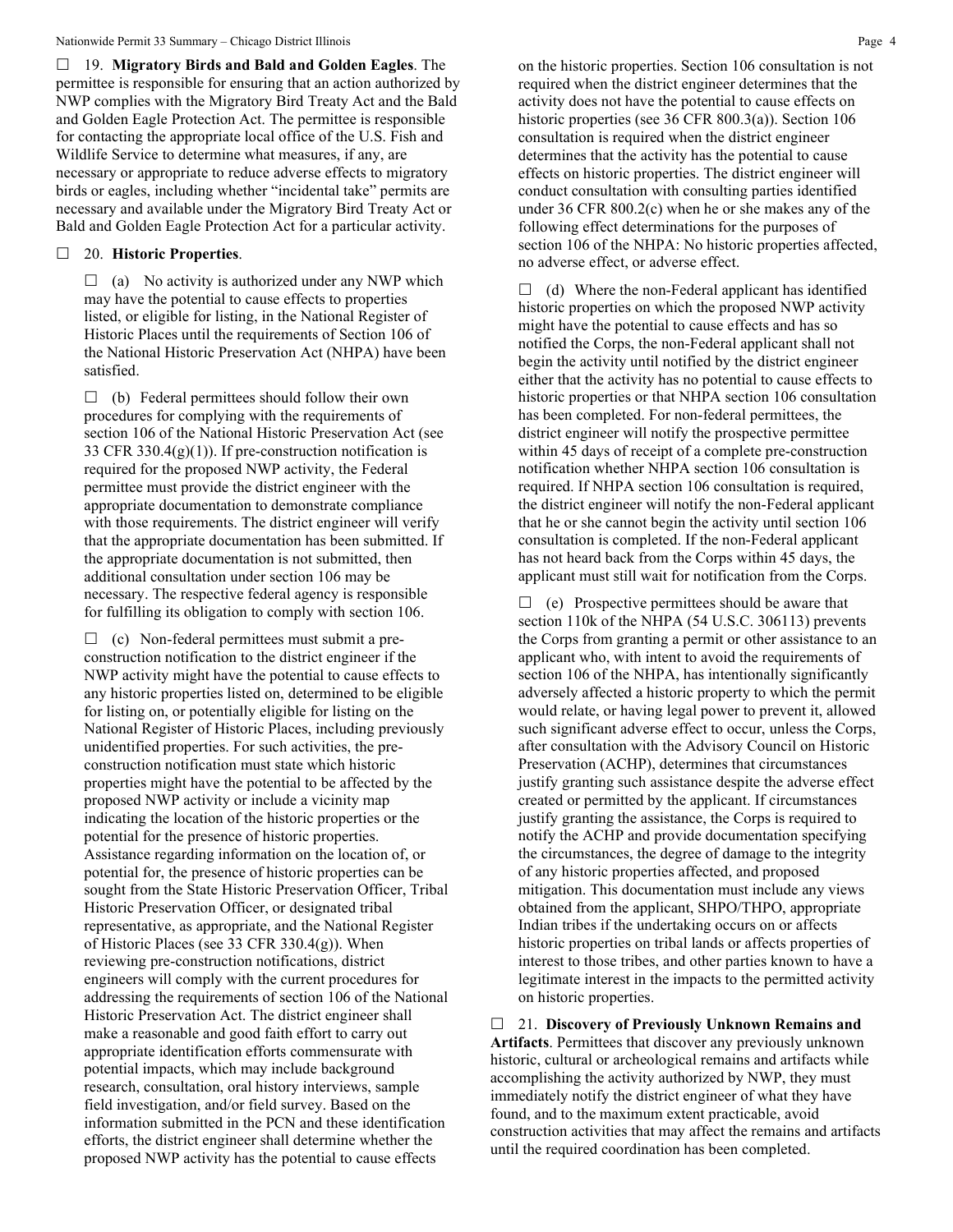☐ 19. **Migratory Birds and Bald and Golden Eagles**. The permittee is responsible for ensuring that an action authorized by NWP complies with the Migratory Bird Treaty Act and the Bald and Golden Eagle Protection Act. The permittee is responsible for contacting the appropriate local office of the U.S. Fish and Wildlife Service to determine what measures, if any, are necessary or appropriate to reduce adverse effects to migratory birds or eagles, including whether "incidental take" permits are necessary and available under the Migratory Bird Treaty Act or Bald and Golden Eagle Protection Act for a particular activity.

☐ 20. **Historic Properties**.

☐ (a) No activity is authorized under any NWP which may have the potential to cause effects to properties listed, or eligible for listing, in the National Register of Historic Places until the requirements of Section 106 of the National Historic Preservation Act (NHPA) have been satisfied.

☐ (b) Federal permittees should follow their own procedures for complying with the requirements of section 106 of the National Historic Preservation Act (see 33 CFR 330.4(g)(1)). If pre-construction notification is required for the proposed NWP activity, the Federal permittee must provide the district engineer with the appropriate documentation to demonstrate compliance with those requirements. The district engineer will verify that the appropriate documentation has been submitted. If the appropriate documentation is not submitted, then additional consultation under section 106 may be necessary. The respective federal agency is responsible for fulfilling its obligation to comply with section 106.

☐ (c) Non-federal permittees must submit a pre-construction notification to the district engineer if the NWP activity might have the potential to cause effects to any historic properties listed on, determined to be eligible for listing on, or potentially eligible for listing on the National Register of Historic Places, including previously unidentified properties. For such activities, the pre-construction notification must state which historic properties might have the potential to be affected by the proposed NWP activity or include a vicinity map indicating the location of the historic properties or the potential for the presence of historic properties. Assistance regarding information on the location of, or potential for, the presence of historic properties can be sought from the State Historic Preservation Officer, Tribal Historic Preservation Officer, or designated tribal representative, as appropriate, and the National Register of Historic Places (see 33 CFR 330.4(g)). When reviewing pre-construction notifications, district engineers will comply with the current procedures for addressing the requirements of section 106 of the National Historic Preservation Act. The district engineer shall make a reasonable and good faith effort to carry out appropriate identification efforts commensurate with potential impacts, which may include background research, consultation, oral history interviews, sample field investigation, and/or field survey. Based on the information submitted in the PCN and these identification efforts, the district engineer shall determine whether the proposed NWP activity has the potential to cause effects on the historic properties. Section 106 consultation is not required when the district engineer determines that the activity does not have the potential to cause effects on historic properties (see 36 CFR 800.3(a)). Section 106 consultation is required when the district engineer determines that the activity has the potential to cause effects on historic properties. The district engineer will conduct consultation with consulting parties identified under 36 CFR 800.2(c) when he or she makes any of the following effect determinations for the purposes of section 106 of the NHPA: No historic properties affected, no adverse effect, or adverse effect.

☐ (d) Where the non-Federal applicant has identified historic properties on which the proposed NWP activity might have the potential to cause effects and has so notified the Corps, the non-Federal applicant shall not begin the activity until notified by the district engineer either that the activity has no potential to cause effects to historic properties or that NHPA section 106 consultation has been completed. For non-federal permittees, the district engineer will notify the prospective permittee within 45 days of receipt of a complete pre-construction notification whether NHPA section 106 consultation is required. If NHPA section 106 consultation is required, the district engineer will notify the non-Federal applicant that he or she cannot begin the activity until section 106 consultation is completed. If the non-Federal applicant has not heard back from the Corps within 45 days, the applicant must still wait for notification from the Corps.

☐ (e) Prospective permittees should be aware that section 110k of the NHPA (54 U.S.C. 306113) prevents the Corps from granting a permit or other assistance to an applicant who, with intent to avoid the requirements of section 106 of the NHPA, has intentionally significantly adversely affected a historic property to which the permit would relate, or having legal power to prevent it, allowed such significant adverse effect to occur, unless the Corps, after consultation with the Advisory Council on Historic Preservation (ACHP), determines that circumstances justify granting such assistance despite the adverse effect created or permitted by the applicant. If circumstances justify granting the assistance, the Corps is required to notify the ACHP and provide documentation specifying the circumstances, the degree of damage to the integrity of any historic properties affected, and proposed mitigation. This documentation must include any views obtained from the applicant, SHPO/THPO, appropriate Indian tribes if the undertaking occurs on or affects historic properties on tribal lands or affects properties of interest to those tribes, and other parties known to have a legitimate interest in the impacts to the permitted activity on historic properties.

☐ 21. **Discovery of Previously Unknown Remains and Artifacts**. Permittees that discover any previously unknown historic, cultural or archeological remains and artifacts while accomplishing the activity authorized by NWP, they must immediately notify the district engineer of what they have found, and to the maximum extent practicable, avoid construction activities that may affect the remains and artifacts until the required coordination has been completed.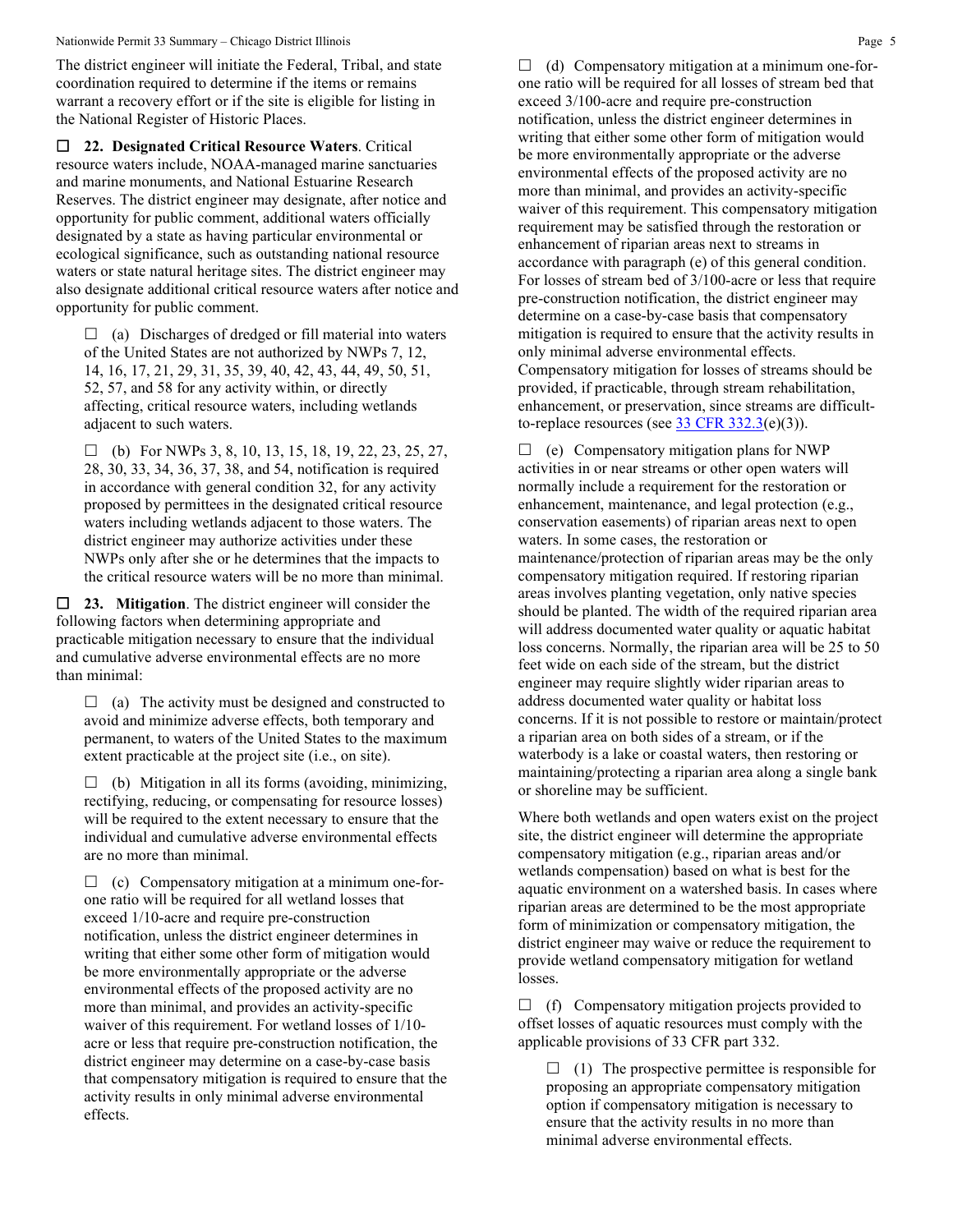The district engineer will initiate the Federal, Tribal, and state coordination required to determine if the items or remains warrant a recovery effort or if the site is eligible for listing in the National Register of Historic Places.

☐ **22. Designated Critical Resource Waters**. Critical resource waters include, NOAA-managed marine sanctuaries and marine monuments, and National Estuarine Research Reserves. The district engineer may designate, after notice and opportunity for public comment, additional waters officially designated by a state as having particular environmental or ecological significance, such as outstanding national resource waters or state natural heritage sites. The district engineer may also designate additional critical resource waters after notice and opportunity for public comment.

☐ (a) Discharges of dredged or fill material into waters of the United States are not authorized by NWPs 7, 12, 14, 16, 17, 21, 29, 31, 35, 39, 40, 42, 43, 44, 49, 50, 51, 52, 57, and 58 for any activity within, or directly affecting, critical resource waters, including wetlands adjacent to such waters.

☐ (b) For NWPs 3, 8, 10, 13, 15, 18, 19, 22, 23, 25, 27, 28, 30, 33, 34, 36, 37, 38, and 54, notification is required in accordance with general condition 32, for any activity proposed by permittees in the designated critical resource waters including wetlands adjacent to those waters. The district engineer may authorize activities under these NWPs only after she or he determines that the impacts to the critical resource waters will be no more than minimal.

☐ **23. Mitigation**. The district engineer will consider the following factors when determining appropriate and practicable mitigation necessary to ensure that the individual and cumulative adverse environmental effects are no more than minimal:

☐ (a) The activity must be designed and constructed to avoid and minimize adverse effects, both temporary and permanent, to waters of the United States to the maximum extent practicable at the project site (i.e., on site).

☐ (b) Mitigation in all its forms (avoiding, minimizing, rectifying, reducing, or compensating for resource losses) will be required to the extent necessary to ensure that the individual and cumulative adverse environmental effects are no more than minimal.

☐ (c) Compensatory mitigation at a minimum one-for-one ratio will be required for all wetland losses that exceed 1/10-acre and require pre-construction notification, unless the district engineer determines in writing that either some other form of mitigation would be more environmentally appropriate or the adverse environmental effects of the proposed activity are no more than minimal, and provides an activity-specific waiver of this requirement. For wetland losses of 1/10-acre or less that require pre-construction notification, the district engineer may determine on a case-by-case basis that compensatory mitigation is required to ensure that the activity results in only minimal adverse environmental effects.

☐ (d) Compensatory mitigation at a minimum one-for-one ratio will be required for all losses of stream bed that exceed 3/100-acre and require pre-construction notification, unless the district engineer determines in writing that either some other form of mitigation would be more environmentally appropriate or the adverse environmental effects of the proposed activity are no more than minimal, and provides an activity-specific waiver of this requirement. This compensatory mitigation requirement may be satisfied through the restoration or enhancement of riparian areas next to streams in accordance with paragraph (e) of this general condition. For losses of stream bed of 3/100-acre or less that require pre-construction notification, the district engineer may determine on a case-by-case basis that compensatory mitigation is required to ensure that the activity results in only minimal adverse environmental effects. Compensatory mitigation for losses of streams should be provided, if practicable, through stream rehabilitation, enhancement, or preservation, since streams are difficult-to-replace resources (see [33 CFR 332.3](e)(3)).

☐ (e) Compensatory mitigation plans for NWP activities in or near streams or other open waters will normally include a requirement for the restoration or enhancement, maintenance, and legal protection (e.g., conservation easements) of riparian areas next to open waters. In some cases, the restoration or maintenance/protection of riparian areas may be the only compensatory mitigation required. If restoring riparian areas involves planting vegetation, only native species should be planted. The width of the required riparian area will address documented water quality or aquatic habitat loss concerns. Normally, the riparian area will be 25 to 50 feet wide on each side of the stream, but the district engineer may require slightly wider riparian areas to address documented water quality or habitat loss concerns. If it is not possible to restore or maintain/protect a riparian area on both sides of a stream, or if the waterbody is a lake or coastal waters, then restoring or maintaining/protecting a riparian area along a single bank or shoreline may be sufficient.

Where both wetlands and open waters exist on the project site, the district engineer will determine the appropriate compensatory mitigation (e.g., riparian areas and/or wetlands compensation) based on what is best for the aquatic environment on a watershed basis. In cases where riparian areas are determined to be the most appropriate form of minimization or compensatory mitigation, the district engineer may waive or reduce the requirement to provide wetland compensatory mitigation for wetland losses.

☐ (f) Compensatory mitigation projects provided to offset losses of aquatic resources must comply with the applicable provisions of 33 CFR part 332.

☐ (1) The prospective permittee is responsible for proposing an appropriate compensatory mitigation option if compensatory mitigation is necessary to ensure that the activity results in no more than minimal adverse environmental effects.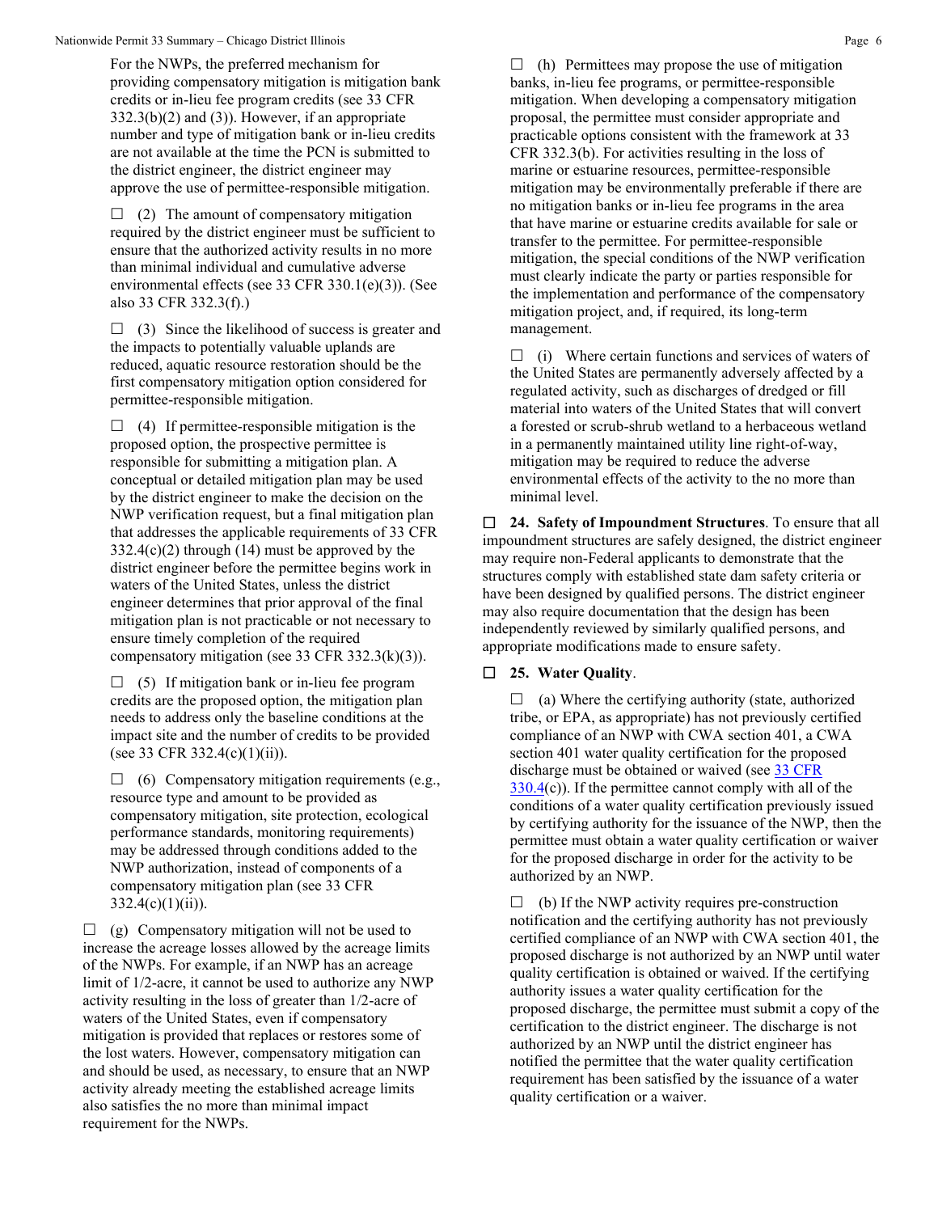For the NWPs, the preferred mechanism for providing compensatory mitigation is mitigation bank credits or in-lieu fee program credits (see 33 CFR 332.3(b)(2) and (3)). However, if an appropriate number and type of mitigation bank or in-lieu credits are not available at the time the PCN is submitted to the district engineer, the district engineer may approve the use of permittee-responsible mitigation.

☐ (2) The amount of compensatory mitigation required by the district engineer must be sufficient to ensure that the authorized activity results in no more than minimal individual and cumulative adverse environmental effects (see 33 CFR 330.1(e)(3)). (See also 33 CFR 332.3(f).)

☐ (3) Since the likelihood of success is greater and the impacts to potentially valuable uplands are reduced, aquatic resource restoration should be the first compensatory mitigation option considered for permittee-responsible mitigation.

☐ (4) If permittee-responsible mitigation is the proposed option, the prospective permittee is responsible for submitting a mitigation plan. A conceptual or detailed mitigation plan may be used by the district engineer to make the decision on the NWP verification request, but a final mitigation plan that addresses the applicable requirements of 33 CFR 332.4(c)(2) through (14) must be approved by the district engineer before the permittee begins work in waters of the United States, unless the district engineer determines that prior approval of the final mitigation plan is not practicable or not necessary to ensure timely completion of the required compensatory mitigation (see 33 CFR 332.3(k)(3)).

☐ (5) If mitigation bank or in-lieu fee program credits are the proposed option, the mitigation plan needs to address only the baseline conditions at the impact site and the number of credits to be provided (see 33 CFR 332.4(c)(1)(ii)).

☐ (6) Compensatory mitigation requirements (e.g., resource type and amount to be provided as compensatory mitigation, site protection, ecological performance standards, monitoring requirements) may be addressed through conditions added to the NWP authorization, instead of components of a compensatory mitigation plan (see 33 CFR 332.4(c)(1)(ii)).

☐ (g) Compensatory mitigation will not be used to increase the acreage losses allowed by the acreage limits of the NWPs. For example, if an NWP has an acreage limit of 1/2-acre, it cannot be used to authorize any NWP activity resulting in the loss of greater than 1/2-acre of waters of the United States, even if compensatory mitigation is provided that replaces or restores some of the lost waters. However, compensatory mitigation can and should be used, as necessary, to ensure that an NWP activity already meeting the established acreage limits also satisfies the no more than minimal impact requirement for the NWPs.

☐ (h) Permittees may propose the use of mitigation banks, in-lieu fee programs, or permittee-responsible mitigation. When developing a compensatory mitigation proposal, the permittee must consider appropriate and practicable options consistent with the framework at 33 CFR 332.3(b). For activities resulting in the loss of marine or estuarine resources, permittee-responsible mitigation may be environmentally preferable if there are no mitigation banks or in-lieu fee programs in the area that have marine or estuarine credits available for sale or transfer to the permittee. For permittee-responsible mitigation, the special conditions of the NWP verification must clearly indicate the party or parties responsible for the implementation and performance of the compensatory mitigation project, and, if required, its long-term management.

☐ (i) Where certain functions and services of waters of the United States are permanently adversely affected by a regulated activity, such as discharges of dredged or fill material into waters of the United States that will convert a forested or scrub-shrub wetland to a herbaceous wetland in a permanently maintained utility line right-of-way, mitigation may be required to reduce the adverse environmental effects of the activity to the no more than minimal level.

☐ **24. Safety of Impoundment Structures**. To ensure that all impoundment structures are safely designed, the district engineer may require non-Federal applicants to demonstrate that the structures comply with established state dam safety criteria or have been designed by qualified persons. The district engineer may also require documentation that the design has been independently reviewed by similarly qualified persons, and appropriate modifications made to ensure safety.

☐ **25. Water Quality**.

☐ (a) Where the certifying authority (state, authorized tribe, or EPA, as appropriate) has not previously certified compliance of an NWP with CWA section 401, a CWA section 401 water quality certification for the proposed discharge must be obtained or waived (see 33 CFR 330.4(c)). If the permittee cannot comply with all of the conditions of a water quality certification previously issued by certifying authority for the issuance of the NWP, then the permittee must obtain a water quality certification or waiver for the proposed discharge in order for the activity to be authorized by an NWP.

☐ (b) If the NWP activity requires pre-construction notification and the certifying authority has not previously certified compliance of an NWP with CWA section 401, the proposed discharge is not authorized by an NWP until water quality certification is obtained or waived. If the certifying authority issues a water quality certification for the proposed discharge, the permittee must submit a copy of the certification to the district engineer. The discharge is not authorized by an NWP until the district engineer has notified the permittee that the water quality certification requirement has been satisfied by the issuance of a water quality certification or a waiver.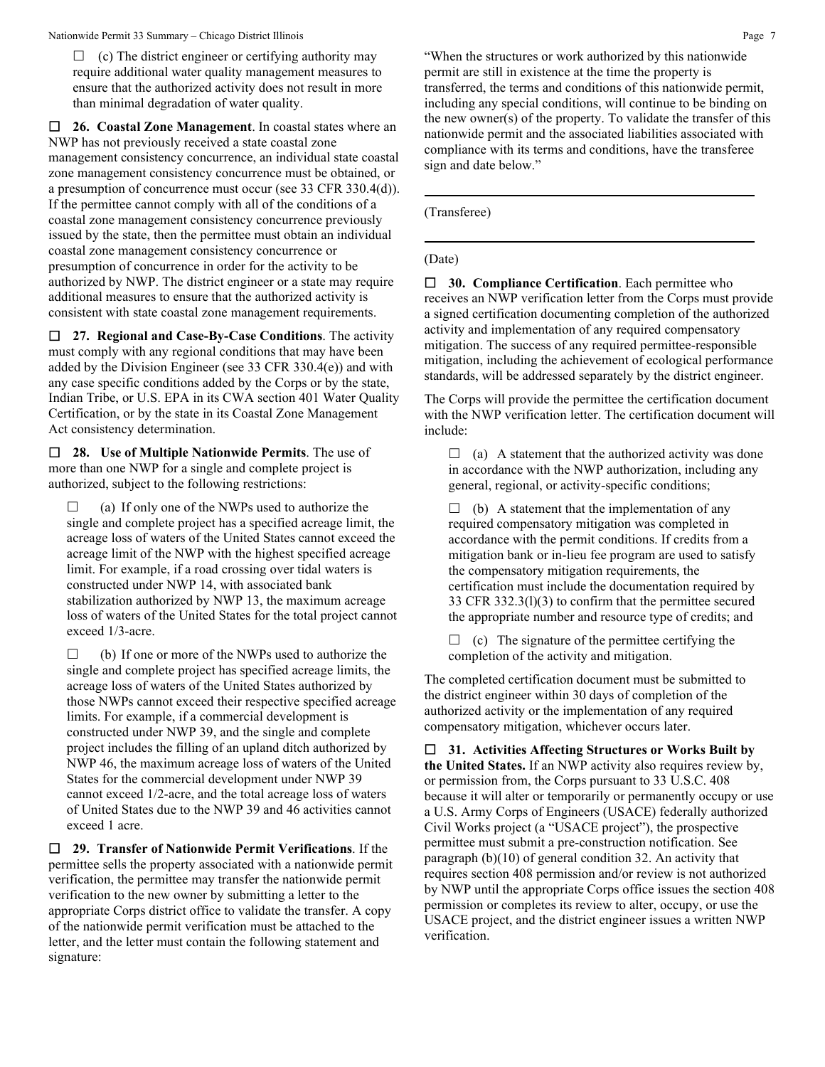☐ (c) The district engineer or certifying authority may require additional water quality management measures to ensure that the authorized activity does not result in more than minimal degradation of water quality.

☐ **26. Coastal Zone Management**. In coastal states where an NWP has not previously received a state coastal zone management consistency concurrence, an individual state coastal zone management consistency concurrence must be obtained, or a presumption of concurrence must occur (see 33 CFR 330.4(d)). If the permittee cannot comply with all of the conditions of a coastal zone management consistency concurrence previously issued by the state, then the permittee must obtain an individual coastal zone management consistency concurrence or presumption of concurrence in order for the activity to be authorized by NWP. The district engineer or a state may require additional measures to ensure that the authorized activity is consistent with state coastal zone management requirements.

☐ **27. Regional and Case-By-Case Conditions**. The activity must comply with any regional conditions that may have been added by the Division Engineer (see 33 CFR 330.4(e)) and with any case specific conditions added by the Corps or by the state, Indian Tribe, or U.S. EPA in its CWA section 401 Water Quality Certification, or by the state in its Coastal Zone Management Act consistency determination.

☐ **28. Use of Multiple Nationwide Permits**. The use of more than one NWP for a single and complete project is authorized, subject to the following restrictions:

☐ (a) If only one of the NWPs used to authorize the single and complete project has a specified acreage limit, the acreage loss of waters of the United States cannot exceed the acreage limit of the NWP with the highest specified acreage limit. For example, if a road crossing over tidal waters is constructed under NWP 14, with associated bank stabilization authorized by NWP 13, the maximum acreage loss of waters of the United States for the total project cannot exceed 1/3-acre.

☐ (b) If one or more of the NWPs used to authorize the single and complete project has specified acreage limits, the acreage loss of waters of the United States authorized by those NWPs cannot exceed their respective specified acreage limits. For example, if a commercial development is constructed under NWP 39, and the single and complete project includes the filling of an upland ditch authorized by NWP 46, the maximum acreage loss of waters of the United States for the commercial development under NWP 39 cannot exceed 1/2-acre, and the total acreage loss of waters of United States due to the NWP 39 and 46 activities cannot exceed 1 acre.

☐ **29. Transfer of Nationwide Permit Verifications**. If the permittee sells the property associated with a nationwide permit verification, the permittee may transfer the nationwide permit verification to the new owner by submitting a letter to the appropriate Corps district office to validate the transfer. A copy of the nationwide permit verification must be attached to the letter, and the letter must contain the following statement and signature:

"When the structures or work authorized by this nationwide permit are still in existence at the time the property is transferred, the terms and conditions of this nationwide permit, including any special conditions, will continue to be binding on the new owner(s) of the property. To validate the transfer of this nationwide permit and the associated liabilities associated with compliance with its terms and conditions, have the transferee sign and date below."

\_\_\_\_\_\_\_\_\_\_\_\_\_\_\_\_\_\_\_\_\_\_\_\_\_\_\_\_\_\_\_\_\_\_\_\_\_\_\_\_

(Transferee)

\_\_\_\_\_\_\_\_\_\_\_\_\_\_\_\_\_\_\_\_\_\_\_\_\_\_\_\_\_\_\_\_\_\_\_\_\_\_\_\_

(Date)

☐ **30. Compliance Certification**. Each permittee who receives an NWP verification letter from the Corps must provide a signed certification documenting completion of the authorized activity and implementation of any required compensatory mitigation. The success of any required permittee-responsible mitigation, including the achievement of ecological performance standards, will be addressed separately by the district engineer.

The Corps will provide the permittee the certification document with the NWP verification letter. The certification document will include:

☐ (a) A statement that the authorized activity was done in accordance with the NWP authorization, including any general, regional, or activity-specific conditions;

☐ (b) A statement that the implementation of any required compensatory mitigation was completed in accordance with the permit conditions. If credits from a mitigation bank or in-lieu fee program are used to satisfy the compensatory mitigation requirements, the certification must include the documentation required by 33 CFR 332.3(l)(3) to confirm that the permittee secured the appropriate number and resource type of credits; and

☐ (c) The signature of the permittee certifying the completion of the activity and mitigation.

The completed certification document must be submitted to the district engineer within 30 days of completion of the authorized activity or the implementation of any required compensatory mitigation, whichever occurs later.

☐ **31. Activities Affecting Structures or Works Built by the United States.** If an NWP activity also requires review by, or permission from, the Corps pursuant to 33 U.S.C. 408 because it will alter or temporarily or permanently occupy or use a U.S. Army Corps of Engineers (USACE) federally authorized Civil Works project (a "USACE project"), the prospective permittee must submit a pre-construction notification. See paragraph (b)(10) of general condition 32. An activity that requires section 408 permission and/or review is not authorized by NWP until the appropriate Corps office issues the section 408 permission or completes its review to alter, occupy, or use the USACE project, and the district engineer issues a written NWP verification.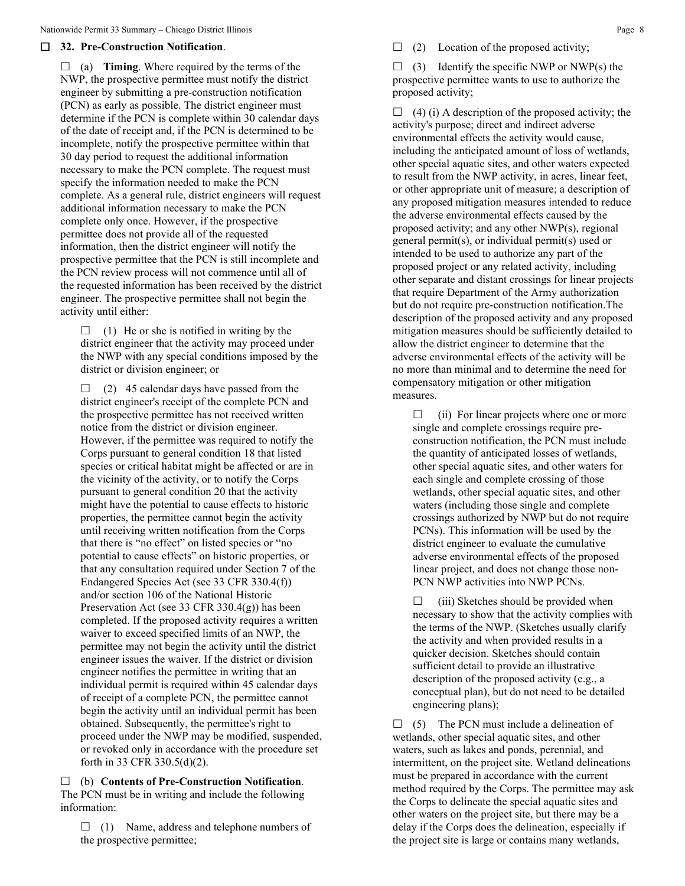☐ **32. Pre-Construction Notification**.

☐ (a) **Timing**. Where required by the terms of the NWP, the prospective permittee must notify the district engineer by submitting a pre-construction notification (PCN) as early as possible. The district engineer must determine if the PCN is complete within 30 calendar days of the date of receipt and, if the PCN is determined to be incomplete, notify the prospective permittee within that 30 day period to request the additional information necessary to make the PCN complete. The request must specify the information needed to make the PCN complete. As a general rule, district engineers will request additional information necessary to make the PCN complete only once. However, if the prospective permittee does not provide all of the requested information, then the district engineer will notify the prospective permittee that the PCN is still incomplete and the PCN review process will not commence until all of the requested information has been received by the district engineer. The prospective permittee shall not begin the activity until either:

☐ (1) He or she is notified in writing by the district engineer that the activity may proceed under the NWP with any special conditions imposed by the district or division engineer; or

☐ (2) 45 calendar days have passed from the district engineer's receipt of the complete PCN and the prospective permittee has not received written notice from the district or division engineer. However, if the permittee was required to notify the Corps pursuant to general condition 18 that listed species or critical habitat might be affected or are in the vicinity of the activity, or to notify the Corps pursuant to general condition 20 that the activity might have the potential to cause effects to historic properties, the permittee cannot begin the activity until receiving written notification from the Corps that there is "no effect" on listed species or "no potential to cause effects" on historic properties, or that any consultation required under Section 7 of the Endangered Species Act (see 33 CFR 330.4(f)) and/or section 106 of the National Historic Preservation Act (see 33 CFR 330.4(g)) has been completed. If the proposed activity requires a written waiver to exceed specified limits of an NWP, the permittee may not begin the activity until the district engineer issues the waiver. If the district or division engineer notifies the permittee in writing that an individual permit is required within 45 calendar days of receipt of a complete PCN, the permittee cannot begin the activity until an individual permit has been obtained. Subsequently, the permittee's right to proceed under the NWP may be modified, suspended, or revoked only in accordance with the procedure set forth in 33 CFR 330.5(d)(2).

☐ (b) **Contents of Pre-Construction Notification**. The PCN must be in writing and include the following information:

☐ (1) Name, address and telephone numbers of the prospective permittee;

☐ (2) Location of the proposed activity;

☐ (3) Identify the specific NWP or NWP(s) the prospective permittee wants to use to authorize the proposed activity;

☐ (4) (i) A description of the proposed activity; the activity's purpose; direct and indirect adverse environmental effects the activity would cause, including the anticipated amount of loss of wetlands, other special aquatic sites, and other waters expected to result from the NWP activity, in acres, linear feet, or other appropriate unit of measure; a description of any proposed mitigation measures intended to reduce the adverse environmental effects caused by the proposed activity; and any other NWP(s), regional general permit(s), or individual permit(s) used or intended to be used to authorize any part of the proposed project or any related activity, including other separate and distant crossings for linear projects that require Department of the Army authorization but do not require pre-construction notification.The description of the proposed activity and any proposed mitigation measures should be sufficiently detailed to allow the district engineer to determine that the adverse environmental effects of the activity will be no more than minimal and to determine the need for compensatory mitigation or other mitigation measures.

☐ (ii) For linear projects where one or more single and complete crossings require pre-construction notification, the PCN must include the quantity of anticipated losses of wetlands, other special aquatic sites, and other waters for each single and complete crossing of those wetlands, other special aquatic sites, and other waters (including those single and complete crossings authorized by NWP but do not require PCNs). This information will be used by the district engineer to evaluate the cumulative adverse environmental effects of the proposed linear project, and does not change those non-PCN NWP activities into NWP PCNs.

☐ (iii) Sketches should be provided when necessary to show that the activity complies with the terms of the NWP. (Sketches usually clarify the activity and when provided results in a quicker decision. Sketches should contain sufficient detail to provide an illustrative description of the proposed activity (e.g., a conceptual plan), but do not need to be detailed engineering plans);

☐ (5) The PCN must include a delineation of wetlands, other special aquatic sites, and other waters, such as lakes and ponds, perennial, and intermittent, on the project site. Wetland delineations must be prepared in accordance with the current method required by the Corps. The permittee may ask the Corps to delineate the special aquatic sites and other waters on the project site, but there may be a delay if the Corps does the delineation, especially if the project site is large or contains many wetlands,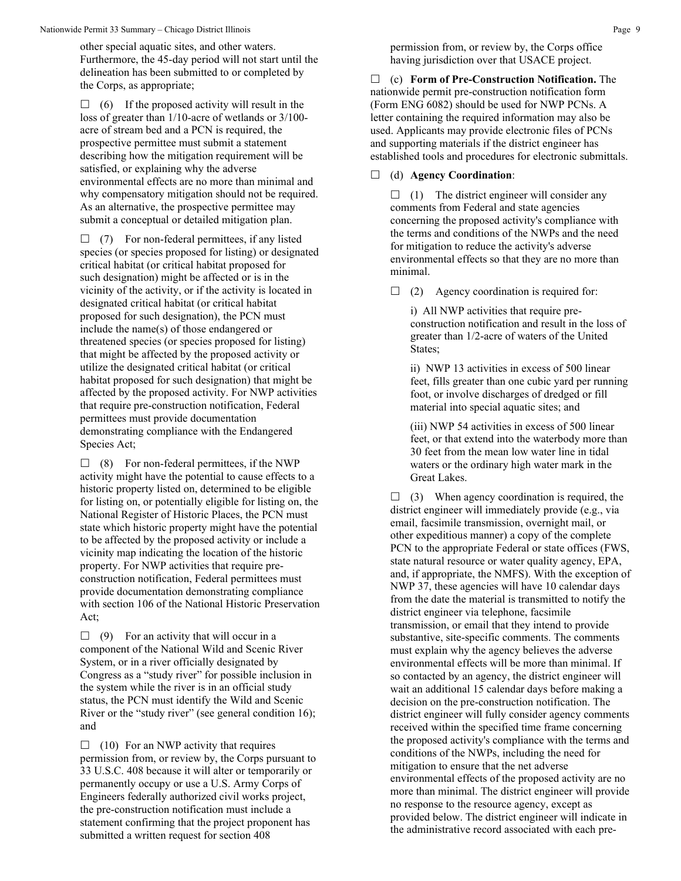other special aquatic sites, and other waters. Furthermore, the 45-day period will not start until the delineation has been submitted to or completed by the Corps, as appropriate;

☐ (6) If the proposed activity will result in the loss of greater than 1/10-acre of wetlands or 3/100-acre of stream bed and a PCN is required, the prospective permittee must submit a statement describing how the mitigation requirement will be satisfied, or explaining why the adverse environmental effects are no more than minimal and why compensatory mitigation should not be required. As an alternative, the prospective permittee may submit a conceptual or detailed mitigation plan.

☐ (7) For non-federal permittees, if any listed species (or species proposed for listing) or designated critical habitat (or critical habitat proposed for such designation) might be affected or is in the vicinity of the activity, or if the activity is located in designated critical habitat (or critical habitat proposed for such designation), the PCN must include the name(s) of those endangered or threatened species (or species proposed for listing) that might be affected by the proposed activity or utilize the designated critical habitat (or critical habitat proposed for such designation) that might be affected by the proposed activity. For NWP activities that require pre-construction notification, Federal permittees must provide documentation demonstrating compliance with the Endangered Species Act;

☐ (8) For non-federal permittees, if the NWP activity might have the potential to cause effects to a historic property listed on, determined to be eligible for listing on, or potentially eligible for listing on, the National Register of Historic Places, the PCN must state which historic property might have the potential to be affected by the proposed activity or include a vicinity map indicating the location of the historic property. For NWP activities that require pre-construction notification, Federal permittees must provide documentation demonstrating compliance with section 106 of the National Historic Preservation Act;

☐ (9) For an activity that will occur in a component of the National Wild and Scenic River System, or in a river officially designated by Congress as a "study river" for possible inclusion in the system while the river is in an official study status, the PCN must identify the Wild and Scenic River or the "study river" (see general condition 16); and

☐ (10) For an NWP activity that requires permission from, or review by, the Corps pursuant to 33 U.S.C. 408 because it will alter or temporarily or permanently occupy or use a U.S. Army Corps of Engineers federally authorized civil works project, the pre-construction notification must include a statement confirming that the project proponent has submitted a written request for section 408 permission from, or review by, the Corps office having jurisdiction over that USACE project.

☐ (c) **Form of Pre-Construction Notification.** The nationwide permit pre-construction notification form (Form ENG 6082) should be used for NWP PCNs. A letter containing the required information may also be used. Applicants may provide electronic files of PCNs and supporting materials if the district engineer has established tools and procedures for electronic submittals.

☐ (d) **Agency Coordination**:

☐ (1) The district engineer will consider any comments from Federal and state agencies concerning the proposed activity's compliance with the terms and conditions of the NWPs and the need for mitigation to reduce the activity's adverse environmental effects so that they are no more than minimal.

☐ (2) Agency coordination is required for:

i) All NWP activities that require pre-construction notification and result in the loss of greater than 1/2-acre of waters of the United States;

ii) NWP 13 activities in excess of 500 linear feet, fills greater than one cubic yard per running foot, or involve discharges of dredged or fill material into special aquatic sites; and

(iii) NWP 54 activities in excess of 500 linear feet, or that extend into the waterbody more than 30 feet from the mean low water line in tidal waters or the ordinary high water mark in the Great Lakes.

☐ (3) When agency coordination is required, the district engineer will immediately provide (e.g., via email, facsimile transmission, overnight mail, or other expeditious manner) a copy of the complete PCN to the appropriate Federal or state offices (FWS, state natural resource or water quality agency, EPA, and, if appropriate, the NMFS). With the exception of NWP 37, these agencies will have 10 calendar days from the date the material is transmitted to notify the district engineer via telephone, facsimile transmission, or email that they intend to provide substantive, site-specific comments. The comments must explain why the agency believes the adverse environmental effects will be more than minimal. If so contacted by an agency, the district engineer will wait an additional 15 calendar days before making a decision on the pre-construction notification. The district engineer will fully consider agency comments received within the specified time frame concerning the proposed activity's compliance with the terms and conditions of the NWPs, including the need for mitigation to ensure that the net adverse environmental effects of the proposed activity are no more than minimal. The district engineer will provide no response to the resource agency, except as provided below. The district engineer will indicate in the administrative record associated with each pre-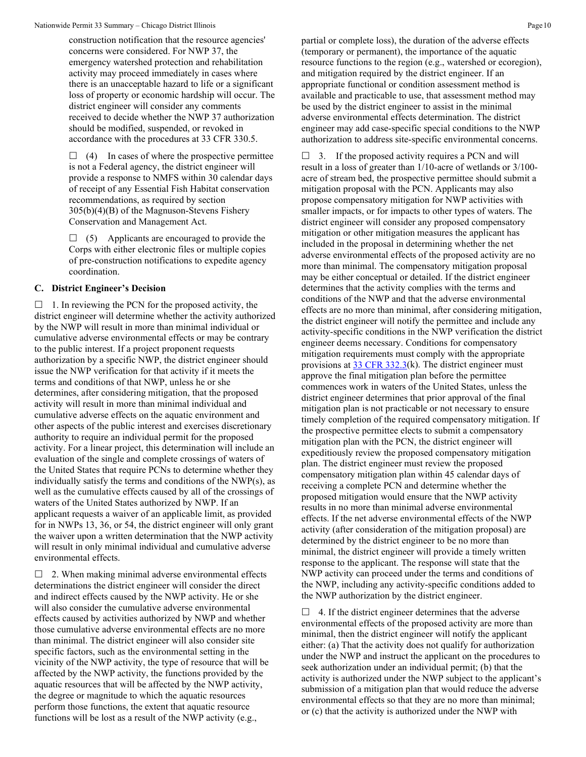construction notification that the resource agencies' concerns were considered. For NWP 37, the emergency watershed protection and rehabilitation activity may proceed immediately in cases where there is an unacceptable hazard to life or a significant loss of property or economic hardship will occur. The district engineer will consider any comments received to decide whether the NWP 37 authorization should be modified, suspended, or revoked in accordance with the procedures at 33 CFR 330.5.

☐ (4) In cases of where the prospective permittee is not a Federal agency, the district engineer will provide a response to NMFS within 30 calendar days of receipt of any Essential Fish Habitat conservation recommendations, as required by section 305(b)(4)(B) of the Magnuson-Stevens Fishery Conservation and Management Act.

☐ (5) Applicants are encouraged to provide the Corps with either electronic files or multiple copies of pre-construction notifications to expedite agency coordination.

### C. District Engineer's Decision

☐ 1. In reviewing the PCN for the proposed activity, the district engineer will determine whether the activity authorized by the NWP will result in more than minimal individual or cumulative adverse environmental effects or may be contrary to the public interest. If a project proponent requests authorization by a specific NWP, the district engineer should issue the NWP verification for that activity if it meets the terms and conditions of that NWP, unless he or she determines, after considering mitigation, that the proposed activity will result in more than minimal individual and cumulative adverse effects on the aquatic environment and other aspects of the public interest and exercises discretionary authority to require an individual permit for the proposed activity. For a linear project, this determination will include an evaluation of the single and complete crossings of waters of the United States that require PCNs to determine whether they individually satisfy the terms and conditions of the NWP(s), as well as the cumulative effects caused by all of the crossings of waters of the United States authorized by NWP. If an applicant requests a waiver of an applicable limit, as provided for in NWPs 13, 36, or 54, the district engineer will only grant the waiver upon a written determination that the NWP activity will result in only minimal individual and cumulative adverse environmental effects.

☐ 2. When making minimal adverse environmental effects determinations the district engineer will consider the direct and indirect effects caused by the NWP activity. He or she will also consider the cumulative adverse environmental effects caused by activities authorized by NWP and whether those cumulative adverse environmental effects are no more than minimal. The district engineer will also consider site specific factors, such as the environmental setting in the vicinity of the NWP activity, the type of resource that will be affected by the NWP activity, the functions provided by the aquatic resources that will be affected by the NWP activity, the degree or magnitude to which the aquatic resources perform those functions, the extent that aquatic resource functions will be lost as a result of the NWP activity (e.g., partial or complete loss), the duration of the adverse effects (temporary or permanent), the importance of the aquatic resource functions to the region (e.g., watershed or ecoregion), and mitigation required by the district engineer. If an appropriate functional or condition assessment method is available and practicable to use, that assessment method may be used by the district engineer to assist in the minimal adverse environmental effects determination. The district engineer may add case-specific special conditions to the NWP authorization to address site-specific environmental concerns.

☐ 3. If the proposed activity requires a PCN and will result in a loss of greater than 1/10-acre of wetlands or 3/100-acre of stream bed, the prospective permittee should submit a mitigation proposal with the PCN. Applicants may also propose compensatory mitigation for NWP activities with smaller impacts, or for impacts to other types of waters. The district engineer will consider any proposed compensatory mitigation or other mitigation measures the applicant has included in the proposal in determining whether the net adverse environmental effects of the proposed activity are no more than minimal. The compensatory mitigation proposal may be either conceptual or detailed. If the district engineer determines that the activity complies with the terms and conditions of the NWP and that the adverse environmental effects are no more than minimal, after considering mitigation, the district engineer will notify the permittee and include any activity-specific conditions in the NWP verification the district engineer deems necessary. Conditions for compensatory mitigation requirements must comply with the appropriate provisions at 33 CFR 332.3(k). The district engineer must approve the final mitigation plan before the permittee commences work in waters of the United States, unless the district engineer determines that prior approval of the final mitigation plan is not practicable or not necessary to ensure timely completion of the required compensatory mitigation. If the prospective permittee elects to submit a compensatory mitigation plan with the PCN, the district engineer will expeditiously review the proposed compensatory mitigation plan. The district engineer must review the proposed compensatory mitigation plan within 45 calendar days of receiving a complete PCN and determine whether the proposed mitigation would ensure that the NWP activity results in no more than minimal adverse environmental effects. If the net adverse environmental effects of the NWP activity (after consideration of the mitigation proposal) are determined by the district engineer to be no more than minimal, the district engineer will provide a timely written response to the applicant. The response will state that the NWP activity can proceed under the terms and conditions of the NWP, including any activity-specific conditions added to the NWP authorization by the district engineer.

☐ 4. If the district engineer determines that the adverse environmental effects of the proposed activity are more than minimal, then the district engineer will notify the applicant either: (a) That the activity does not qualify for authorization under the NWP and instruct the applicant on the procedures to seek authorization under an individual permit; (b) that the activity is authorized under the NWP subject to the applicant's submission of a mitigation plan that would reduce the adverse environmental effects so that they are no more than minimal; or (c) that the activity is authorized under the NWP with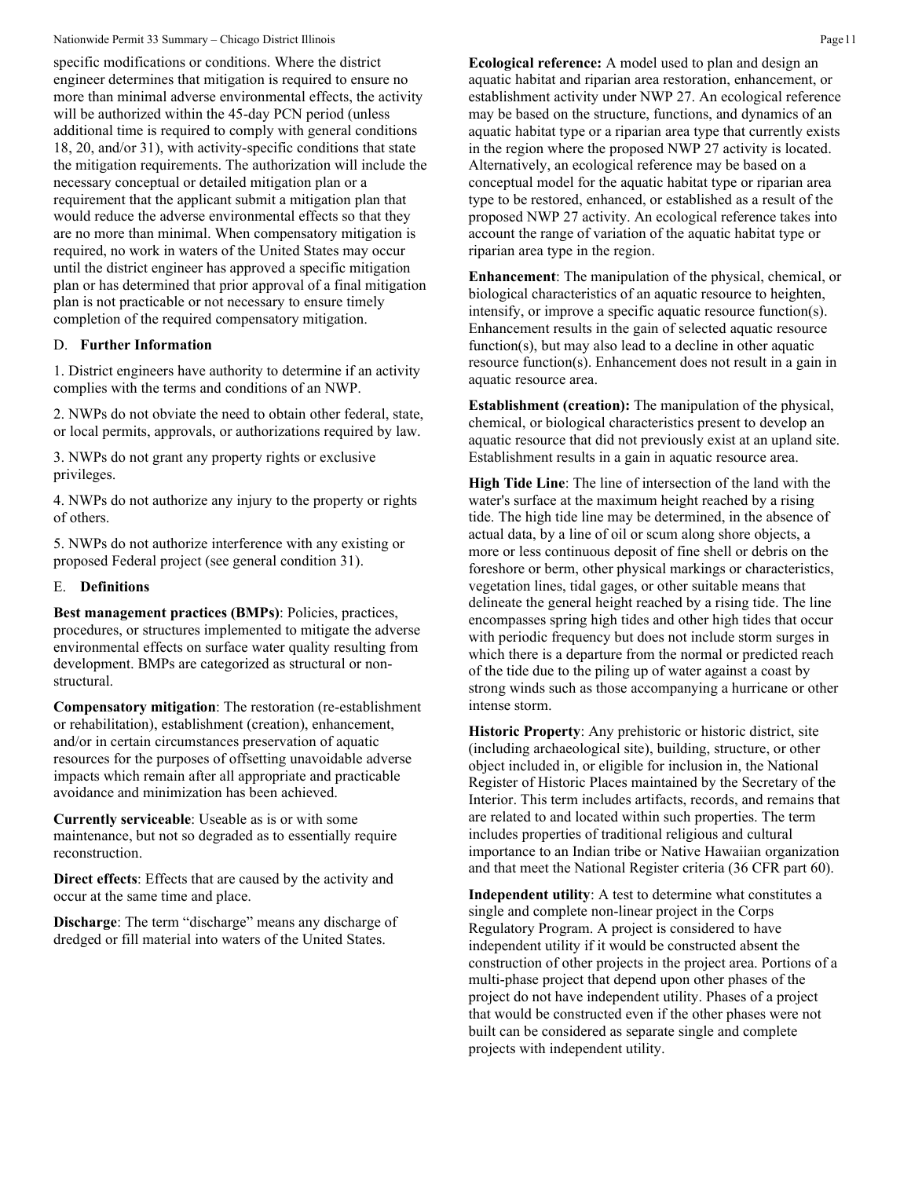specific modifications or conditions. Where the district engineer determines that mitigation is required to ensure no more than minimal adverse environmental effects, the activity will be authorized within the 45-day PCN period (unless additional time is required to comply with general conditions 18, 20, and/or 31), with activity-specific conditions that state the mitigation requirements. The authorization will include the necessary conceptual or detailed mitigation plan or a requirement that the applicant submit a mitigation plan that would reduce the adverse environmental effects so that they are no more than minimal. When compensatory mitigation is required, no work in waters of the United States may occur until the district engineer has approved a specific mitigation plan or has determined that prior approval of a final mitigation plan is not practicable or not necessary to ensure timely completion of the required compensatory mitigation.

## D. Further Information

1. District engineers have authority to determine if an activity complies with the terms and conditions of an NWP.

2. NWPs do not obviate the need to obtain other federal, state, or local permits, approvals, or authorizations required by law.

3. NWPs do not grant any property rights or exclusive privileges.

4. NWPs do not authorize any injury to the property or rights of others.

5. NWPs do not authorize interference with any existing or proposed Federal project (see general condition 31).

## E. Definitions

**Best management practices (BMPs)**: Policies, practices, procedures, or structures implemented to mitigate the adverse environmental effects on surface water quality resulting from development. BMPs are categorized as structural or non-structural.

**Compensatory mitigation**: The restoration (re-establishment or rehabilitation), establishment (creation), enhancement, and/or in certain circumstances preservation of aquatic resources for the purposes of offsetting unavoidable adverse impacts which remain after all appropriate and practicable avoidance and minimization has been achieved.

**Currently serviceable**: Useable as is or with some maintenance, but not so degraded as to essentially require reconstruction.

**Direct effects**: Effects that are caused by the activity and occur at the same time and place.

**Discharge**: The term "discharge" means any discharge of dredged or fill material into waters of the United States.

**Ecological reference:** A model used to plan and design an aquatic habitat and riparian area restoration, enhancement, or establishment activity under NWP 27. An ecological reference may be based on the structure, functions, and dynamics of an aquatic habitat type or a riparian area type that currently exists in the region where the proposed NWP 27 activity is located. Alternatively, an ecological reference may be based on a conceptual model for the aquatic habitat type or riparian area type to be restored, enhanced, or established as a result of the proposed NWP 27 activity. An ecological reference takes into account the range of variation of the aquatic habitat type or riparian area type in the region.

**Enhancement**: The manipulation of the physical, chemical, or biological characteristics of an aquatic resource to heighten, intensify, or improve a specific aquatic resource function(s). Enhancement results in the gain of selected aquatic resource function(s), but may also lead to a decline in other aquatic resource function(s). Enhancement does not result in a gain in aquatic resource area.

**Establishment (creation):** The manipulation of the physical, chemical, or biological characteristics present to develop an aquatic resource that did not previously exist at an upland site. Establishment results in a gain in aquatic resource area.

**High Tide Line**: The line of intersection of the land with the water's surface at the maximum height reached by a rising tide. The high tide line may be determined, in the absence of actual data, by a line of oil or scum along shore objects, a more or less continuous deposit of fine shell or debris on the foreshore or berm, other physical markings or characteristics, vegetation lines, tidal gages, or other suitable means that delineate the general height reached by a rising tide. The line encompasses spring high tides and other high tides that occur with periodic frequency but does not include storm surges in which there is a departure from the normal or predicted reach of the tide due to the piling up of water against a coast by strong winds such as those accompanying a hurricane or other intense storm.

**Historic Property**: Any prehistoric or historic district, site (including archaeological site), building, structure, or other object included in, or eligible for inclusion in, the National Register of Historic Places maintained by the Secretary of the Interior. This term includes artifacts, records, and remains that are related to and located within such properties. The term includes properties of traditional religious and cultural importance to an Indian tribe or Native Hawaiian organization and that meet the National Register criteria (36 CFR part 60).

**Independent utility**: A test to determine what constitutes a single and complete non-linear project in the Corps Regulatory Program. A project is considered to have independent utility if it would be constructed absent the construction of other projects in the project area. Portions of a multi-phase project that depend upon other phases of the project do not have independent utility. Phases of a project that would be constructed even if the other phases were not built can be considered as separate single and complete projects with independent utility.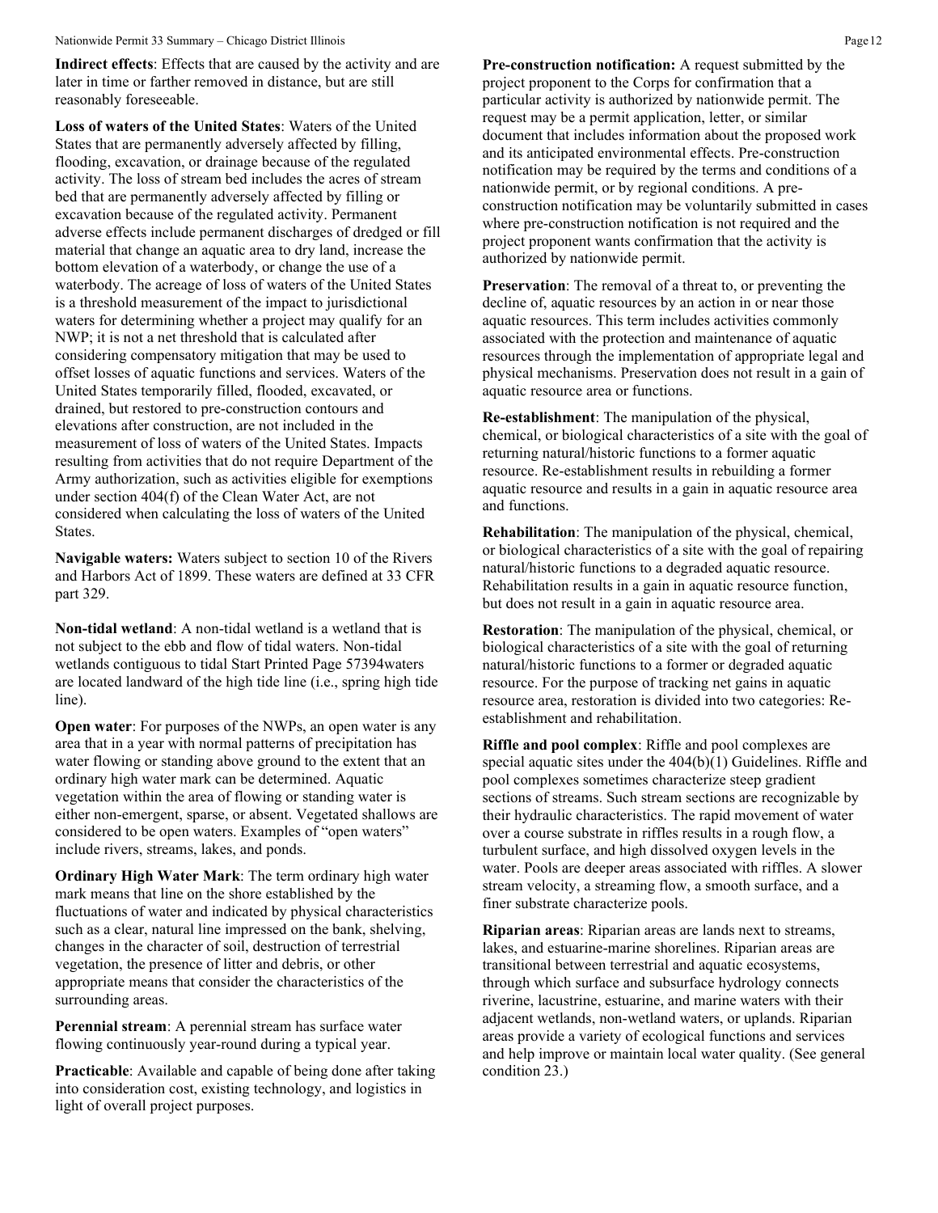**Indirect effects**: Effects that are caused by the activity and are later in time or farther removed in distance, but are still reasonably foreseeable.

**Loss of waters of the United States**: Waters of the United States that are permanently adversely affected by filling, flooding, excavation, or drainage because of the regulated activity. The loss of stream bed includes the acres of stream bed that are permanently adversely affected by filling or excavation because of the regulated activity. Permanent adverse effects include permanent discharges of dredged or fill material that change an aquatic area to dry land, increase the bottom elevation of a waterbody, or change the use of a waterbody. The acreage of loss of waters of the United States is a threshold measurement of the impact to jurisdictional waters for determining whether a project may qualify for an NWP; it is not a net threshold that is calculated after considering compensatory mitigation that may be used to offset losses of aquatic functions and services. Waters of the United States temporarily filled, flooded, excavated, or drained, but restored to pre-construction contours and elevations after construction, are not included in the measurement of loss of waters of the United States. Impacts resulting from activities that do not require Department of the Army authorization, such as activities eligible for exemptions under section 404(f) of the Clean Water Act, are not considered when calculating the loss of waters of the United States.

**Navigable waters:** Waters subject to section 10 of the Rivers and Harbors Act of 1899. These waters are defined at 33 CFR part 329.

**Non-tidal wetland**: A non-tidal wetland is a wetland that is not subject to the ebb and flow of tidal waters. Non-tidal wetlands contiguous to tidal Start Printed Page 57394waters are located landward of the high tide line (i.e., spring high tide line).

**Open water**: For purposes of the NWPs, an open water is any area that in a year with normal patterns of precipitation has water flowing or standing above ground to the extent that an ordinary high water mark can be determined. Aquatic vegetation within the area of flowing or standing water is either non-emergent, sparse, or absent. Vegetated shallows are considered to be open waters. Examples of "open waters" include rivers, streams, lakes, and ponds.

**Ordinary High Water Mark**: The term ordinary high water mark means that line on the shore established by the fluctuations of water and indicated by physical characteristics such as a clear, natural line impressed on the bank, shelving, changes in the character of soil, destruction of terrestrial vegetation, the presence of litter and debris, or other appropriate means that consider the characteristics of the surrounding areas.

**Perennial stream**: A perennial stream has surface water flowing continuously year-round during a typical year.

**Practicable**: Available and capable of being done after taking into consideration cost, existing technology, and logistics in light of overall project purposes.

**Pre-construction notification:** A request submitted by the project proponent to the Corps for confirmation that a particular activity is authorized by nationwide permit. The request may be a permit application, letter, or similar document that includes information about the proposed work and its anticipated environmental effects. Pre-construction notification may be required by the terms and conditions of a nationwide permit, or by regional conditions. A pre-construction notification may be voluntarily submitted in cases where pre-construction notification is not required and the project proponent wants confirmation that the activity is authorized by nationwide permit.

**Preservation**: The removal of a threat to, or preventing the decline of, aquatic resources by an action in or near those aquatic resources. This term includes activities commonly associated with the protection and maintenance of aquatic resources through the implementation of appropriate legal and physical mechanisms. Preservation does not result in a gain of aquatic resource area or functions.

**Re-establishment**: The manipulation of the physical, chemical, or biological characteristics of a site with the goal of returning natural/historic functions to a former aquatic resource. Re-establishment results in rebuilding a former aquatic resource and results in a gain in aquatic resource area and functions.

**Rehabilitation**: The manipulation of the physical, chemical, or biological characteristics of a site with the goal of repairing natural/historic functions to a degraded aquatic resource. Rehabilitation results in a gain in aquatic resource function, but does not result in a gain in aquatic resource area.

**Restoration**: The manipulation of the physical, chemical, or biological characteristics of a site with the goal of returning natural/historic functions to a former or degraded aquatic resource. For the purpose of tracking net gains in aquatic resource area, restoration is divided into two categories: Re-establishment and rehabilitation.

**Riffle and pool complex**: Riffle and pool complexes are special aquatic sites under the 404(b)(1) Guidelines. Riffle and pool complexes sometimes characterize steep gradient sections of streams. Such stream sections are recognizable by their hydraulic characteristics. The rapid movement of water over a course substrate in riffles results in a rough flow, a turbulent surface, and high dissolved oxygen levels in the water. Pools are deeper areas associated with riffles. A slower stream velocity, a streaming flow, a smooth surface, and a finer substrate characterize pools.

**Riparian areas**: Riparian areas are lands next to streams, lakes, and estuarine-marine shorelines. Riparian areas are transitional between terrestrial and aquatic ecosystems, through which surface and subsurface hydrology connects riverine, lacustrine, estuarine, and marine waters with their adjacent wetlands, non-wetland waters, or uplands. Riparian areas provide a variety of ecological functions and services and help improve or maintain local water quality. (See general condition 23.)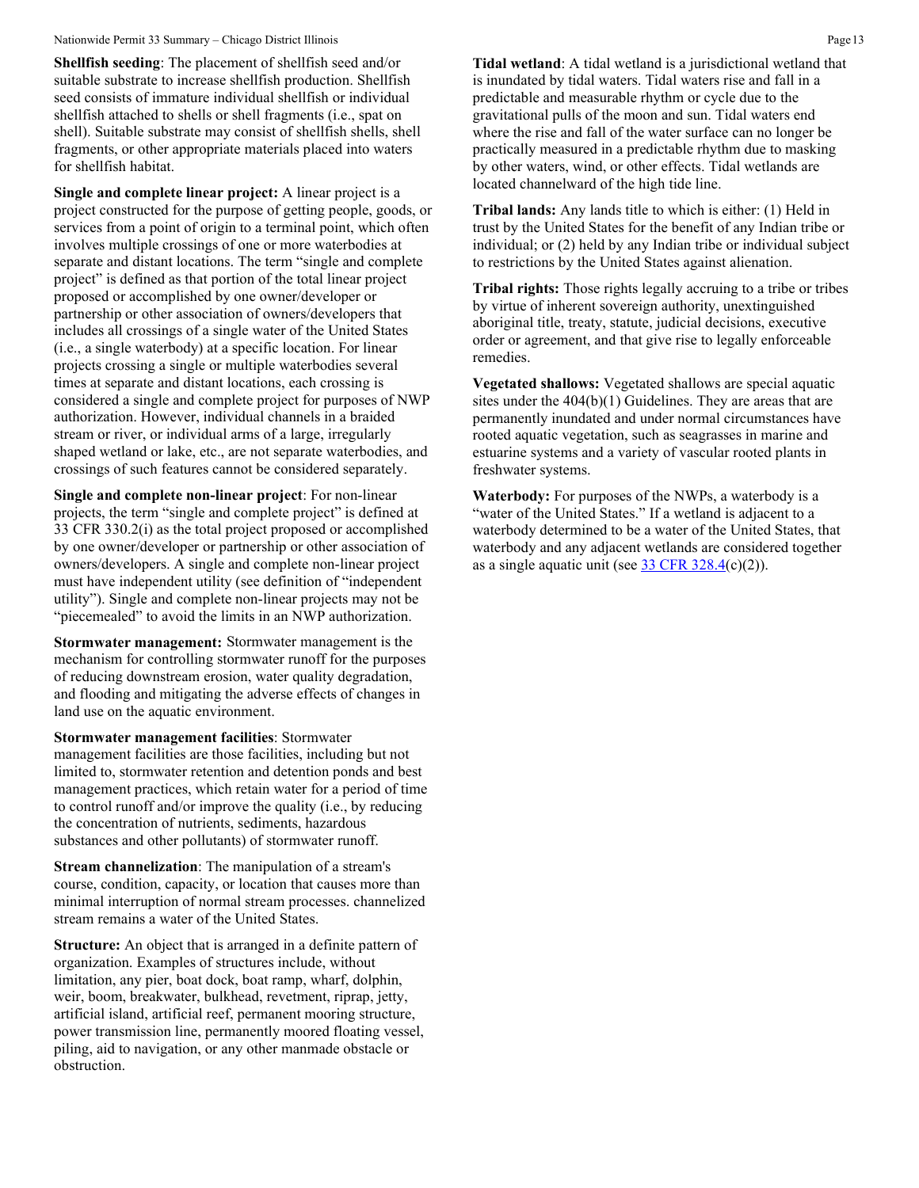**Shellfish seeding**: The placement of shellfish seed and/or suitable substrate to increase shellfish production. Shellfish seed consists of immature individual shellfish or individual shellfish attached to shells or shell fragments (i.e., spat on shell). Suitable substrate may consist of shellfish shells, shell fragments, or other appropriate materials placed into waters for shellfish habitat.

**Single and complete linear project:** A linear project is a project constructed for the purpose of getting people, goods, or services from a point of origin to a terminal point, which often involves multiple crossings of one or more waterbodies at separate and distant locations. The term "single and complete project" is defined as that portion of the total linear project proposed or accomplished by one owner/developer or partnership or other association of owners/developers that includes all crossings of a single water of the United States (i.e., a single waterbody) at a specific location. For linear projects crossing a single or multiple waterbodies several times at separate and distant locations, each crossing is considered a single and complete project for purposes of NWP authorization. However, individual channels in a braided stream or river, or individual arms of a large, irregularly shaped wetland or lake, etc., are not separate waterbodies, and crossings of such features cannot be considered separately.

**Single and complete non-linear project**: For non-linear projects, the term "single and complete project" is defined at 33 CFR 330.2(i) as the total project proposed or accomplished by one owner/developer or partnership or other association of owners/developers. A single and complete non-linear project must have independent utility (see definition of "independent utility"). Single and complete non-linear projects may not be "piecemealed" to avoid the limits in an NWP authorization.

**Stormwater management:** Stormwater management is the mechanism for controlling stormwater runoff for the purposes of reducing downstream erosion, water quality degradation, and flooding and mitigating the adverse effects of changes in land use on the aquatic environment.

**Stormwater management facilities**: Stormwater management facilities are those facilities, including but not limited to, stormwater retention and detention ponds and best management practices, which retain water for a period of time to control runoff and/or improve the quality (i.e., by reducing the concentration of nutrients, sediments, hazardous substances and other pollutants) of stormwater runoff.

**Stream channelization**: The manipulation of a stream's course, condition, capacity, or location that causes more than minimal interruption of normal stream processes. channelized stream remains a water of the United States.

**Structure:** An object that is arranged in a definite pattern of organization. Examples of structures include, without limitation, any pier, boat dock, boat ramp, wharf, dolphin, weir, boom, breakwater, bulkhead, revetment, riprap, jetty, artificial island, artificial reef, permanent mooring structure, power transmission line, permanently moored floating vessel, piling, aid to navigation, or any other manmade obstacle or obstruction.

**Tidal wetland**: A tidal wetland is a jurisdictional wetland that is inundated by tidal waters. Tidal waters rise and fall in a predictable and measurable rhythm or cycle due to the gravitational pulls of the moon and sun. Tidal waters end where the rise and fall of the water surface can no longer be practically measured in a predictable rhythm due to masking by other waters, wind, or other effects. Tidal wetlands are located channelward of the high tide line.

**Tribal lands:** Any lands title to which is either: (1) Held in trust by the United States for the benefit of any Indian tribe or individual; or (2) held by any Indian tribe or individual subject to restrictions by the United States against alienation.

**Tribal rights:** Those rights legally accruing to a tribe or tribes by virtue of inherent sovereign authority, unextinguished aboriginal title, treaty, statute, judicial decisions, executive order or agreement, and that give rise to legally enforceable remedies.

**Vegetated shallows:** Vegetated shallows are special aquatic sites under the 404(b)(1) Guidelines. They are areas that are permanently inundated and under normal circumstances have rooted aquatic vegetation, such as seagrasses in marine and estuarine systems and a variety of vascular rooted plants in freshwater systems.

**Waterbody:** For purposes of the NWPs, a waterbody is a "water of the United States." If a wetland is adjacent to a waterbody determined to be a water of the United States, that waterbody and any adjacent wetlands are considered together as a single aquatic unit (see 33 CFR 328.4(c)(2)).